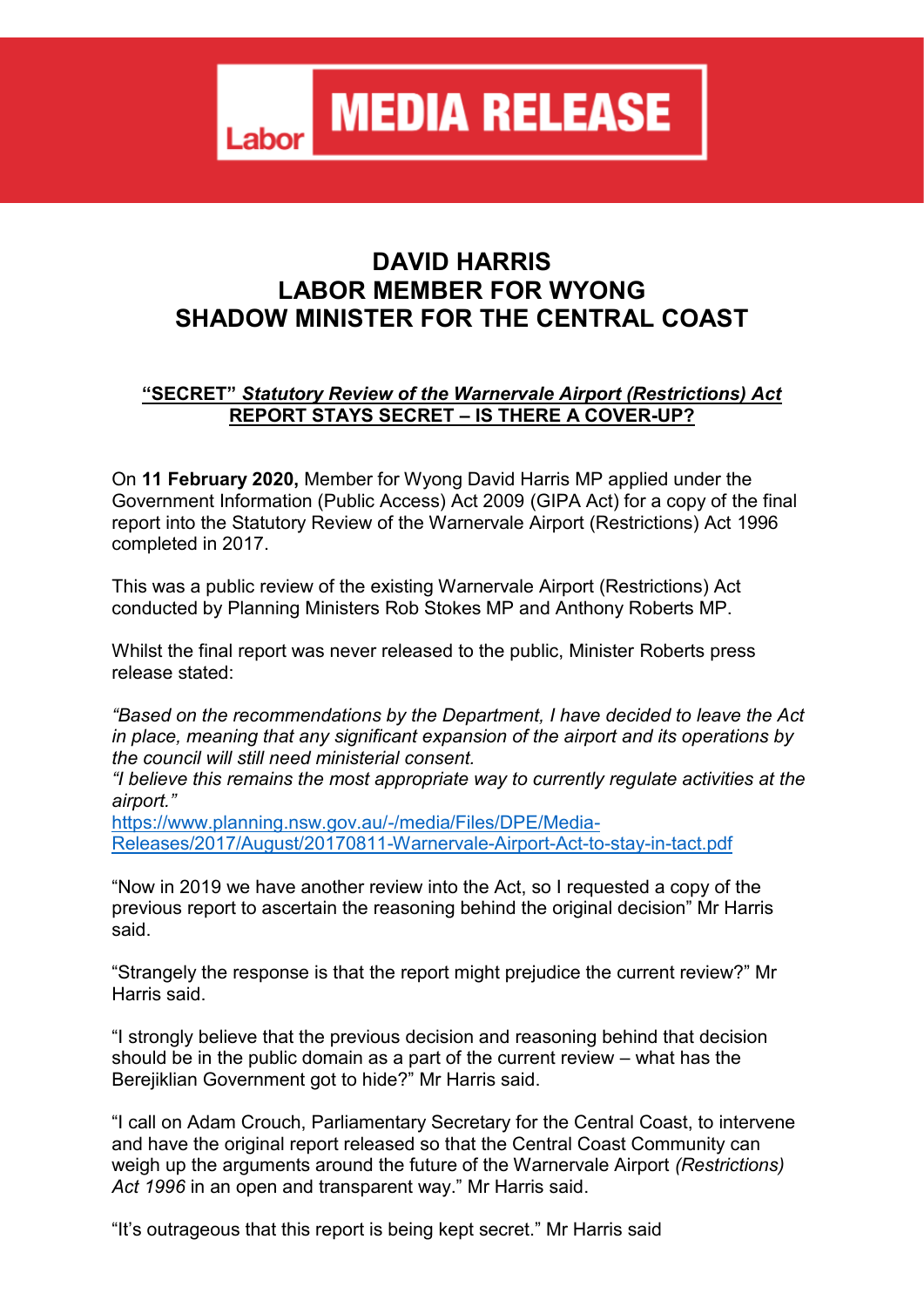**Labor MEDIA RELEASE**

# DAVID HARRIS
# LABOR MEMBER FOR WYONG
# SHADOW MINISTER FOR THE CENTRAL COAST

**"SECRET" *Statutory Review of the Warnervale Airport (Restrictions) Act* REPORT STAYS SECRET – IS THERE A COVER-UP?**

On **11 February 2020,** Member for Wyong David Harris MP applied under the Government Information (Public Access) Act 2009 (GIPA Act) for a copy of the final report into the Statutory Review of the Warnervale Airport (Restrictions) Act 1996 completed in 2017.

This was a public review of the existing Warnervale Airport (Restrictions) Act conducted by Planning Ministers Rob Stokes MP and Anthony Roberts MP.

Whilst the final report was never released to the public, Minister Roberts press release stated:

*"Based on the recommendations by the Department, I have decided to leave the Act in place, meaning that any significant expansion of the airport and its operations by the council will still need ministerial consent.*
*"I believe this remains the most appropriate way to currently regulate activities at the airport."*
https://www.planning.nsw.gov.au/-/media/Files/DPE/Media-Releases/2017/August/20170811-Warnervale-Airport-Act-to-stay-in-tact.pdf

"Now in 2019 we have another review into the Act, so I requested a copy of the previous report to ascertain the reasoning behind the original decision" Mr Harris said.

"Strangely the response is that the report might prejudice the current review?" Mr Harris said.

"I strongly believe that the previous decision and reasoning behind that decision should be in the public domain as a part of the current review – what has the Berejiklian Government got to hide?" Mr Harris said.

"I call on Adam Crouch, Parliamentary Secretary for the Central Coast, to intervene and have the original report released so that the Central Coast Community can weigh up the arguments around the future of the Warnervale Airport *(Restrictions) Act 1996* in an open and transparent way." Mr Harris said.

"It's outrageous that this report is being kept secret." Mr Harris said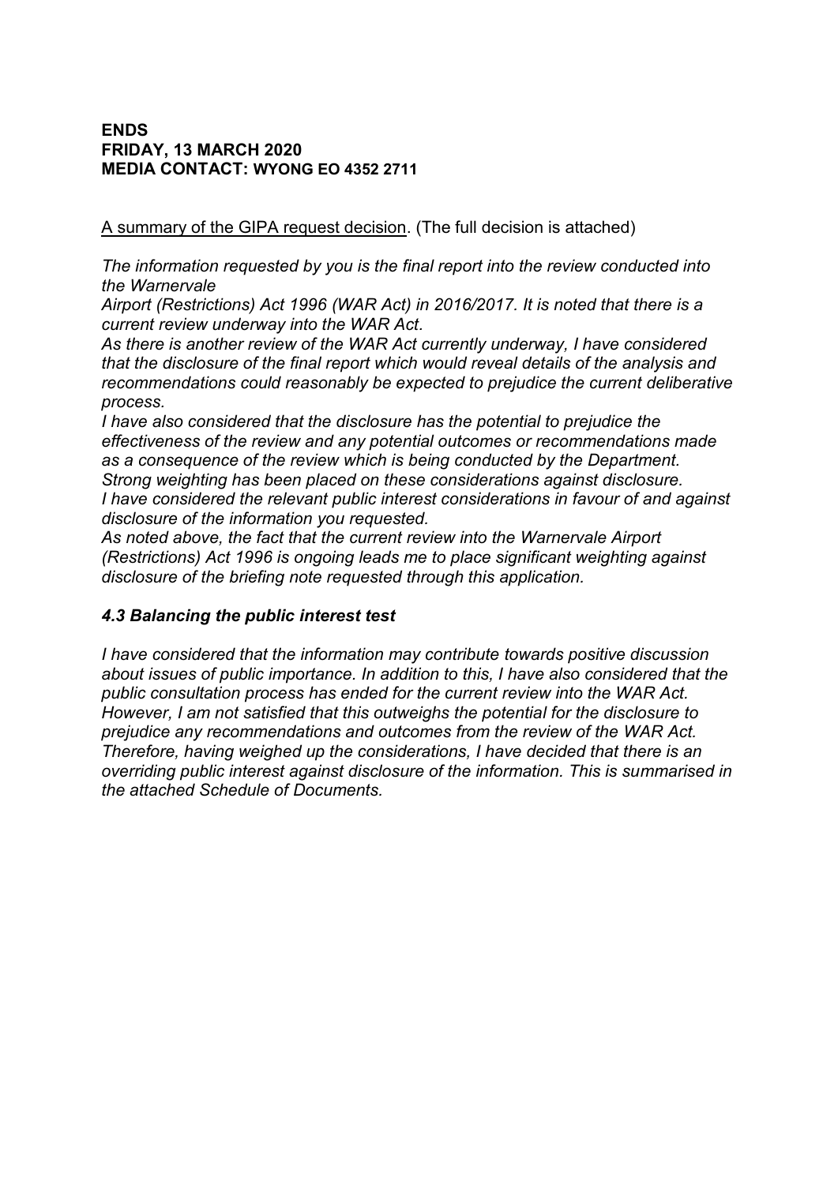**ENDS**
**FRIDAY, 13 MARCH 2020**
**MEDIA CONTACT: WYONG EO 4352 2711**

<u>A summary of the GIPA request decision</u>. (The full decision is attached)

*The information requested by you is the final report into the review conducted into the Warnervale Airport (Restrictions) Act 1996 (WAR Act) in 2016/2017. It is noted that there is a current review underway into the WAR Act.*

*As there is another review of the WAR Act currently underway, I have considered that the disclosure of the final report which would reveal details of the analysis and recommendations could reasonably be expected to prejudice the current deliberative process.*

*I have also considered that the disclosure has the potential to prejudice the effectiveness of the review and any potential outcomes or recommendations made as a consequence of the review which is being conducted by the Department. Strong weighting has been placed on these considerations against disclosure.*

*I have considered the relevant public interest considerations in favour of and against disclosure of the information you requested.*

*As noted above, the fact that the current review into the Warnervale Airport (Restrictions) Act 1996 is ongoing leads me to place significant weighting against disclosure of the briefing note requested through this application.*

### *4.3 Balancing the public interest test*

*I have considered that the information may contribute towards positive discussion about issues of public importance. In addition to this, I have also considered that the public consultation process has ended for the current review into the WAR Act. However, I am not satisfied that this outweighs the potential for the disclosure to prejudice any recommendations and outcomes from the review of the WAR Act. Therefore, having weighed up the considerations, I have decided that there is an overriding public interest against disclosure of the information. This is summarised in the attached Schedule of Documents.*